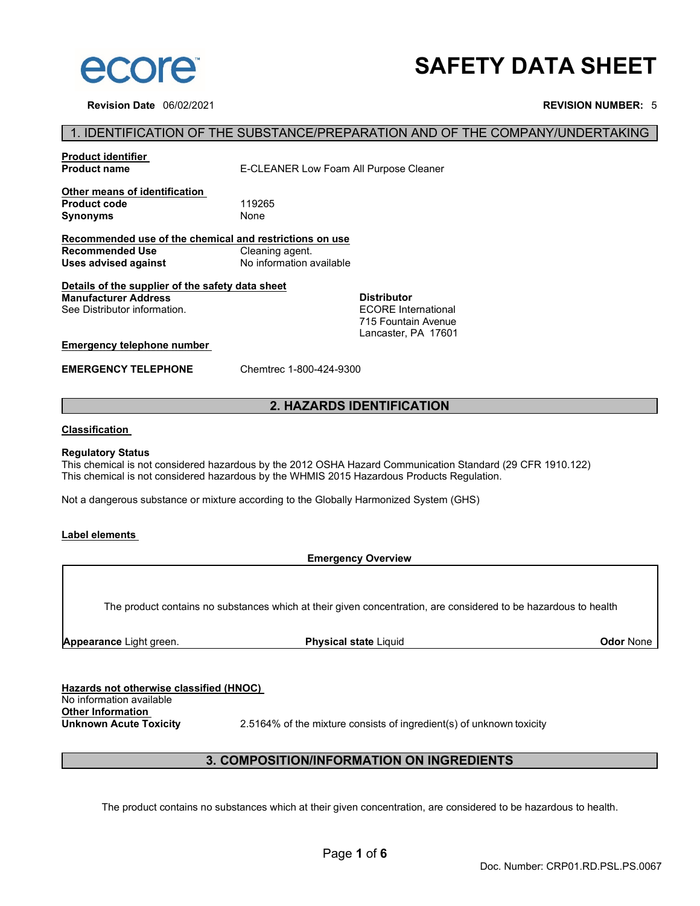ecore™

# SAFETY DATA SHEET

**Revision Date** 06/02/2021 **REVISION NUMBER:** 5

## 1. IDENTIFICATION OF THE SUBSTANCE/PREPARATION AND OF THE COMPANY/UNDERTAKING

**Product identifier**

**Product name** E-CLEANER Low Foam All Purpose Cleaner

**Other means of identification**

**Product code** 119265

**Synonyms** None

**Recommended use of the chemical and restrictions on use**

**Recommended Use** Cleaning agent.

**Uses advised against** No information available

**Details of the supplier of the safety data sheet**

**Manufacturer Address**
See Distributor information.

**Distributor**
ECORE International
715 Fountain Avenue
Lancaster, PA 17601

**Emergency telephone number**

**EMERGENCY TELEPHONE** Chemtrec 1-800-424-9300

## 2. HAZARDS IDENTIFICATION

**Classification**

**Regulatory Status**

This chemical is not considered hazardous by the 2012 OSHA Hazard Communication Standard (29 CFR 1910.122)
This chemical is not considered hazardous by the WHMIS 2015 Hazardous Products Regulation.

Not a dangerous substance or mixture according to the Globally Harmonized System (GHS)

**Label elements**

**Emergency Overview**

The product contains no substances which at their given concentration, are considered to be hazardous to health

**Appearance** Light green. **Physical state** Liquid **Odor** None

**Hazards not otherwise classified (HNOC)**

No information available

**Other Information**

**Unknown Acute Toxicity** 2.5164% of the mixture consists of ingredient(s) of unknown toxicity

## 3. COMPOSITION/INFORMATION ON INGREDIENTS

The product contains no substances which at their given concentration, are considered to be hazardous to health.

Doc. Number: CRP01.RD.PSL.PS.0067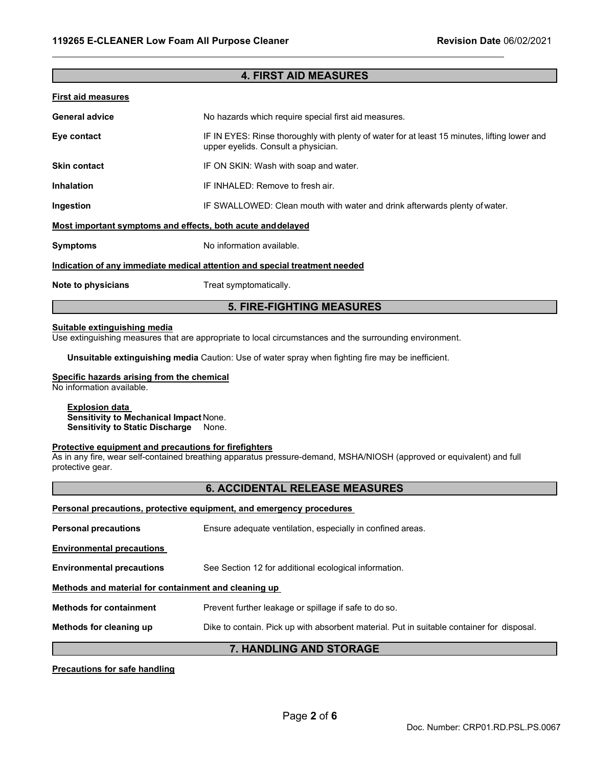## 4. FIRST AID MEASURES

**First aid measures**

| | |
|---|---|
| **General advice** | No hazards which require special first aid measures. |
| **Eye contact** | IF IN EYES: Rinse thoroughly with plenty of water for at least 15 minutes, lifting lower and upper eyelids. Consult a physician. |
| **Skin contact** | IF ON SKIN: Wash with soap and water. |
| **Inhalation** | IF INHALED: Remove to fresh air. |
| **Ingestion** | IF SWALLOWED: Clean mouth with water and drink afterwards plenty of water. |

**Most important symptoms and effects, both acute and delayed**

| | |
|---|---|
| **Symptoms** | No information available. |

**Indication of any immediate medical attention and special treatment needed**

| | |
|---|---|
| **Note to physicians** | Treat symptomatically. |

## 5. FIRE-FIGHTING MEASURES

**Suitable extinguishing media**

Use extinguishing measures that are appropriate to local circumstances and the surrounding environment.

**Unsuitable extinguishing media** Caution: Use of water spray when fighting fire may be inefficient.

**Specific hazards arising from the chemical**

No information available.

**Explosion data**
**Sensitivity to Mechanical Impact** None.
**Sensitivity to Static Discharge** None.

**Protective equipment and precautions for firefighters**

As in any fire, wear self-contained breathing apparatus pressure-demand, MSHA/NIOSH (approved or equivalent) and full protective gear.

## 6. ACCIDENTAL RELEASE MEASURES

**Personal precautions, protective equipment, and emergency procedures**

| | |
|---|---|
| **Personal precautions** | Ensure adequate ventilation, especially in confined areas. |

**Environmental precautions**

| | |
|---|---|
| **Environmental precautions** | See Section 12 for additional ecological information. |

**Methods and material for containment and cleaning up**

| | |
|---|---|
| **Methods for containment** | Prevent further leakage or spillage if safe to do so. |
| **Methods for cleaning up** | Dike to contain. Pick up with absorbent material. Put in suitable container for disposal. |

## 7. HANDLING AND STORAGE

**Precautions for safe handling**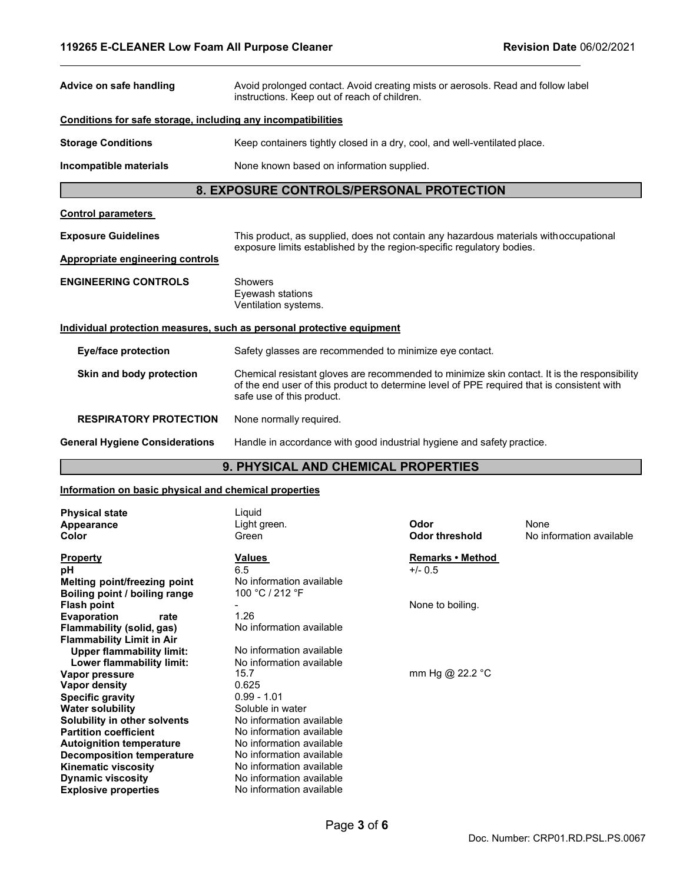**Advice on safe handling** Avoid prolonged contact. Avoid creating mists or aerosols. Read and follow label instructions. Keep out of reach of children.

**Conditions for safe storage, including any incompatibilities**

**Storage Conditions** Keep containers tightly closed in a dry, cool, and well-ventilated place.

**Incompatible materials** None known based on information supplied.

## 8. EXPOSURE CONTROLS/PERSONAL PROTECTION

**Control parameters**

**Exposure Guidelines** This product, as supplied, does not contain any hazardous materials with occupational exposure limits established by the region-specific regulatory bodies.

**Appropriate engineering controls**

**ENGINEERING CONTROLS**
Showers
Eyewash stations
Ventilation systems.

**Individual protection measures, such as personal protective equipment**

**Eye/face protection** Safety glasses are recommended to minimize eye contact.

**Skin and body protection** Chemical resistant gloves are recommended to minimize skin contact. It is the responsibility of the end user of this product to determine level of PPE required that is consistent with safe use of this product.

**RESPIRATORY PROTECTION** None normally required.

**General Hygiene Considerations** Handle in accordance with good industrial hygiene and safety practice.

## 9. PHYSICAL AND CHEMICAL PROPERTIES

**Information on basic physical and chemical properties**

| | | | |
|---|---|---|---|
| **Physical state** | Liquid | | |
| **Appearance** | Light green. | **Odor** | None |
| **Color** | Green | **Odor threshold** | No information available |

| **Property** | **Values** | **Remarks • Method** |
|---|---|---|
| **pH** | 6.5 | +/- 0.5 |
| **Melting point/freezing point** | No information available | |
| **Boiling point / boiling range** | 100 °C / 212 °F | |
| **Flash point** | - | None to boiling. |
| **Evaporation rate** | 1.26 | |
| **Flammability (solid, gas)** | No information available | |
| **Flammability Limit in Air** | | |
| **Upper flammability limit:** | No information available | |
| **Lower flammability limit:** | No information available | |
| **Vapor pressure** | 15.7 | mm Hg @ 22.2 °C |
| **Vapor density** | 0.625 | |
| **Specific gravity** | 0.99 - 1.01 | |
| **Water solubility** | Soluble in water | |
| **Solubility in other solvents** | No information available | |
| **Partition coefficient** | No information available | |
| **Autoignition temperature** | No information available | |
| **Decomposition temperature** | No information available | |
| **Kinematic viscosity** | No information available | |
| **Dynamic viscosity** | No information available | |
| **Explosive properties** | No information available | |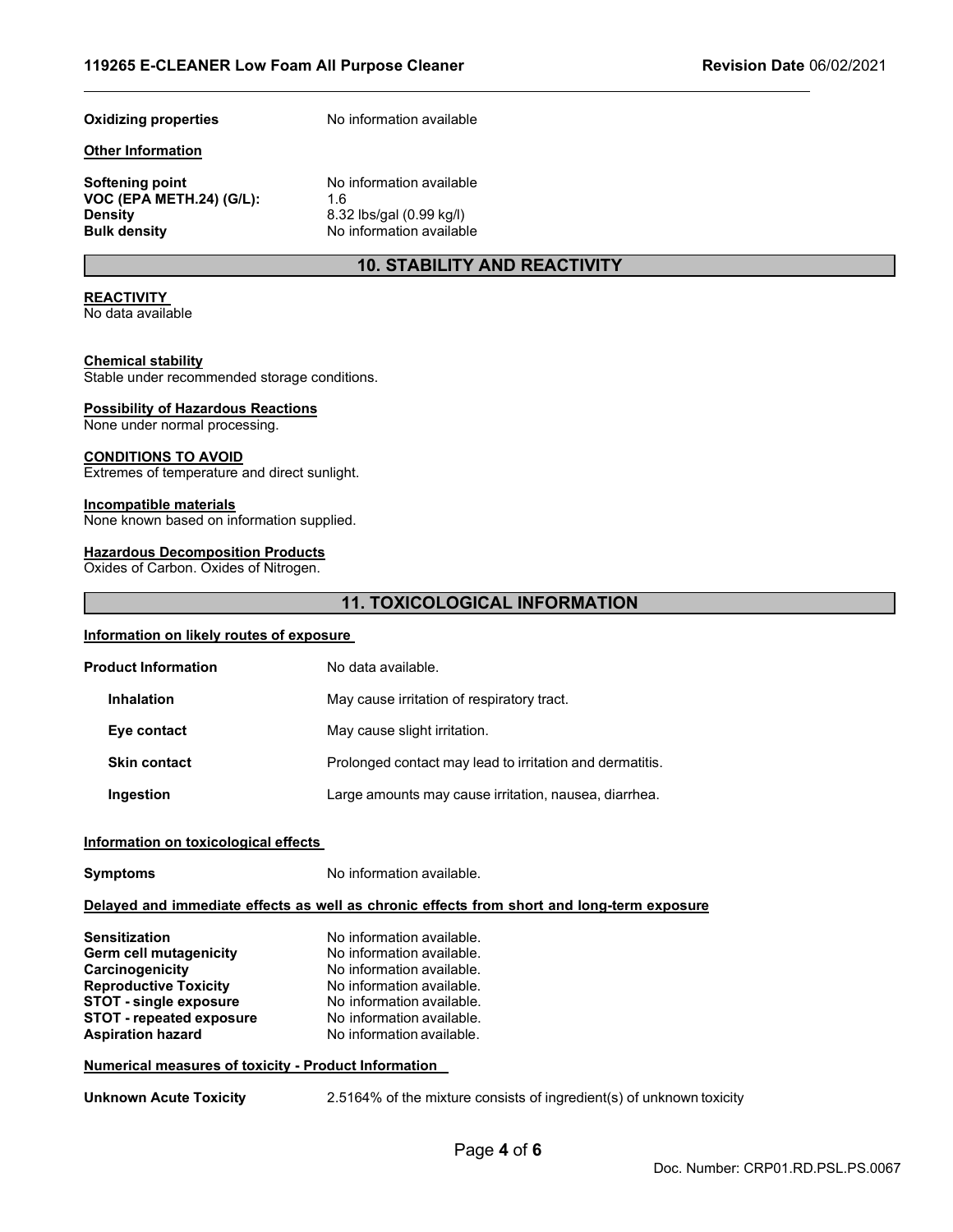**Oxidizing properties** No information available

**Other Information**

| | |
|---|---|
| **Softening point** | No information available |
| **VOC (EPA METH.24) (G/L):** | 1.6 |
| **Density** | 8.32 lbs/gal (0.99 kg/l) |
| **Bulk density** | No information available |

## 10. STABILITY AND REACTIVITY

**REACTIVITY**
No data available

**Chemical stability**
Stable under recommended storage conditions.

**Possibility of Hazardous Reactions**
None under normal processing.

**CONDITIONS TO AVOID**
Extremes of temperature and direct sunlight.

**Incompatible materials**
None known based on information supplied.

**Hazardous Decomposition Products**
Oxides of Carbon. Oxides of Nitrogen.

## 11. TOXICOLOGICAL INFORMATION

**Information on likely routes of exposure**

| | |
|---|---|
| **Product Information** | No data available. |
| **Inhalation** | May cause irritation of respiratory tract. |
| **Eye contact** | May cause slight irritation. |
| **Skin contact** | Prolonged contact may lead to irritation and dermatitis. |
| **Ingestion** | Large amounts may cause irritation, nausea, diarrhea. |

**Information on toxicological effects**

**Symptoms** No information available.

**Delayed and immediate effects as well as chronic effects from short and long-term exposure**

| | |
|---|---|
| **Sensitization** | No information available. |
| **Germ cell mutagenicity** | No information available. |
| **Carcinogenicity** | No information available. |
| **Reproductive Toxicity** | No information available. |
| **STOT - single exposure** | No information available. |
| **STOT - repeated exposure** | No information available. |
| **Aspiration hazard** | No information available. |

**Numerical measures of toxicity - Product Information**

**Unknown Acute Toxicity** 2.5164% of the mixture consists of ingredient(s) of unknown toxicity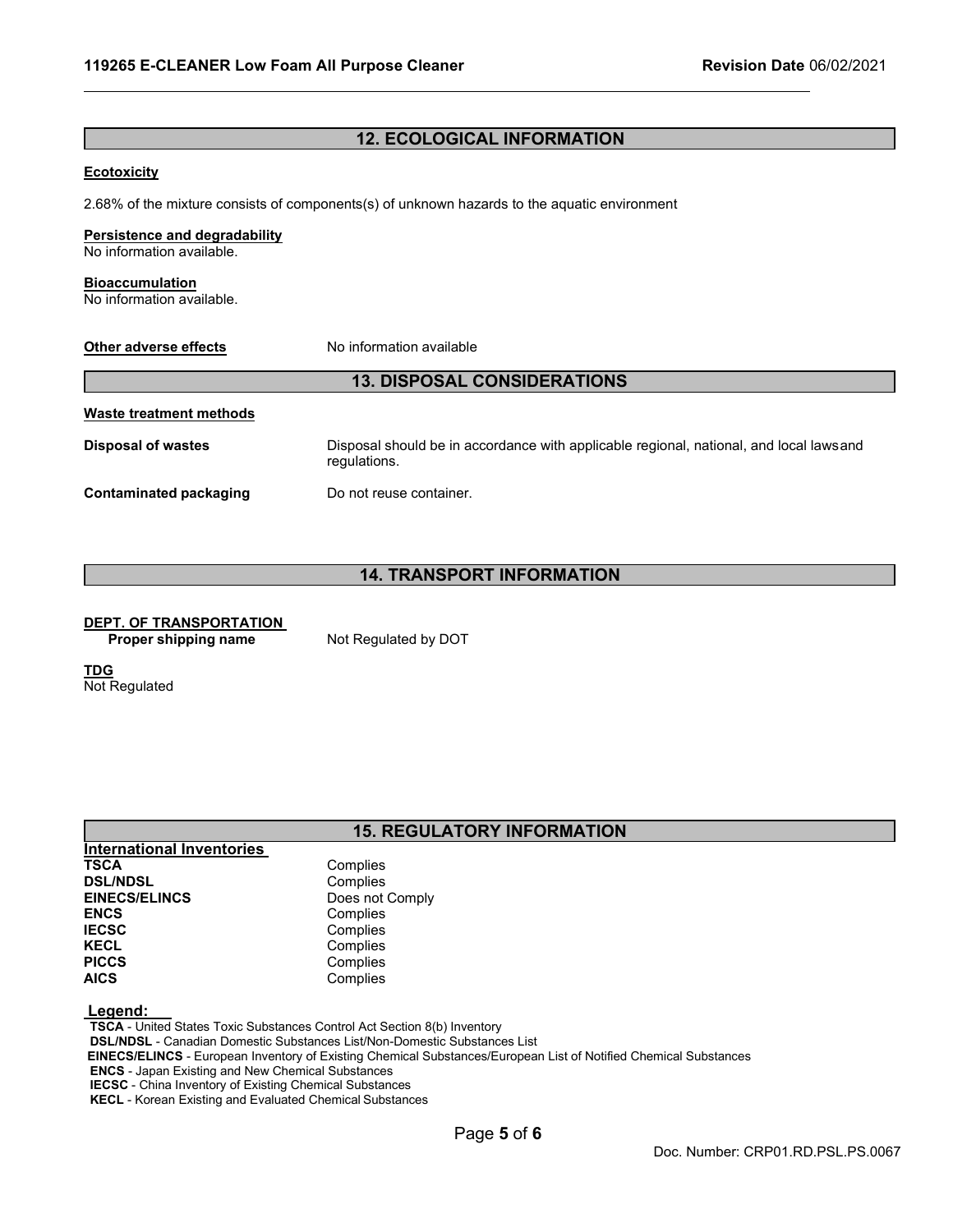## 12. ECOLOGICAL INFORMATION

**Ecotoxicity**

2.68% of the mixture consists of components(s) of unknown hazards to the aquatic environment

**Persistence and degradability**
No information available.

**Bioaccumulation**
No information available.

**Other adverse effects** No information available

## 13. DISPOSAL CONSIDERATIONS

**Waste treatment methods**

| | |
|---|---|
| **Disposal of wastes** | Disposal should be in accordance with applicable regional, national, and local laws and regulations. |
| **Contaminated packaging** | Do not reuse container. |

## 14. TRANSPORT INFORMATION

**DEPT. OF TRANSPORTATION**

**Proper shipping name** Not Regulated by DOT

**TDG**
Not Regulated

## 15. REGULATORY INFORMATION

| International Inventories | |
|---|---|
| **TSCA** | Complies |
| **DSL/NDSL** | Complies |
| **EINECS/ELINCS** | Does not Comply |
| **ENCS** | Complies |
| **IECSC** | Complies |
| **KECL** | Complies |
| **PICCS** | Complies |
| **AICS** | Complies |

**Legend:**

**TSCA** - United States Toxic Substances Control Act Section 8(b) Inventory
**DSL/NDSL** - Canadian Domestic Substances List/Non-Domestic Substances List
**EINECS/ELINCS** - European Inventory of Existing Chemical Substances/European List of Notified Chemical Substances
**ENCS** - Japan Existing and New Chemical Substances
**IECSC** - China Inventory of Existing Chemical Substances
**KECL** - Korean Existing and Evaluated Chemical Substances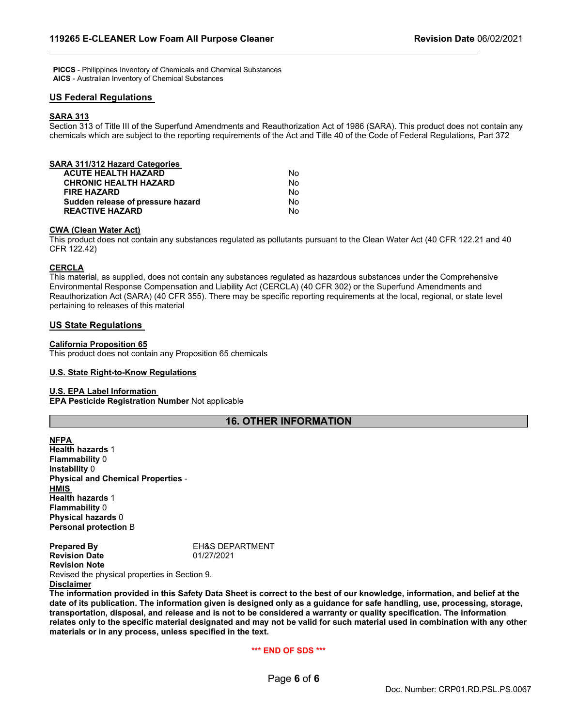**PICCS** - Philippines Inventory of Chemicals and Chemical Substances
**AICS** - Australian Inventory of Chemical Substances

## US Federal Regulations

### SARA 313

Section 313 of Title III of the Superfund Amendments and Reauthorization Act of 1986 (SARA). This product does not contain any chemicals which are subject to the reporting requirements of the Act and Title 40 of the Code of Federal Regulations, Part 372

### SARA 311/312 Hazard Categories

| | |
|---|---|
| **ACUTE HEALTH HAZARD** | No |
| **CHRONIC HEALTH HAZARD** | No |
| **FIRE HAZARD** | No |
| **Sudden release of pressure hazard** | No |
| **REACTIVE HAZARD** | No |

### CWA (Clean Water Act)

This product does not contain any substances regulated as pollutants pursuant to the Clean Water Act (40 CFR 122.21 and 40 CFR 122.42)

### CERCLA

This material, as supplied, does not contain any substances regulated as hazardous substances under the Comprehensive Environmental Response Compensation and Liability Act (CERCLA) (40 CFR 302) or the Superfund Amendments and Reauthorization Act (SARA) (40 CFR 355). There may be specific reporting requirements at the local, regional, or state level pertaining to releases of this material

## US State Regulations

### California Proposition 65

This product does not contain any Proposition 65 chemicals

### U.S. State Right-to-Know Regulations

### U.S. EPA Label Information

**EPA Pesticide Registration Number** Not applicable

## 16. OTHER INFORMATION

**NFPA**
**Health hazards** 1
**Flammability** 0
**Instability** 0
**Physical and Chemical Properties** -
**HMIS**
**Health hazards** 1
**Flammability** 0
**Physical hazards** 0
**Personal protection** B

**Prepared By** EH&S DEPARTMENT
**Revision Date** 01/27/2021
**Revision Note**
Revised the physical properties in Section 9.

**Disclaimer**

**The information provided in this Safety Data Sheet is correct to the best of our knowledge, information, and belief at the date of its publication. The information given is designed only as a guidance for safe handling, use, processing, storage, transportation, disposal, and release and is not to be considered a warranty or quality specification. The information relates only to the specific material designated and may not be valid for such material used in combination with any other materials or in any process, unless specified in the text.**

**\*\*\* END OF SDS \*\*\***